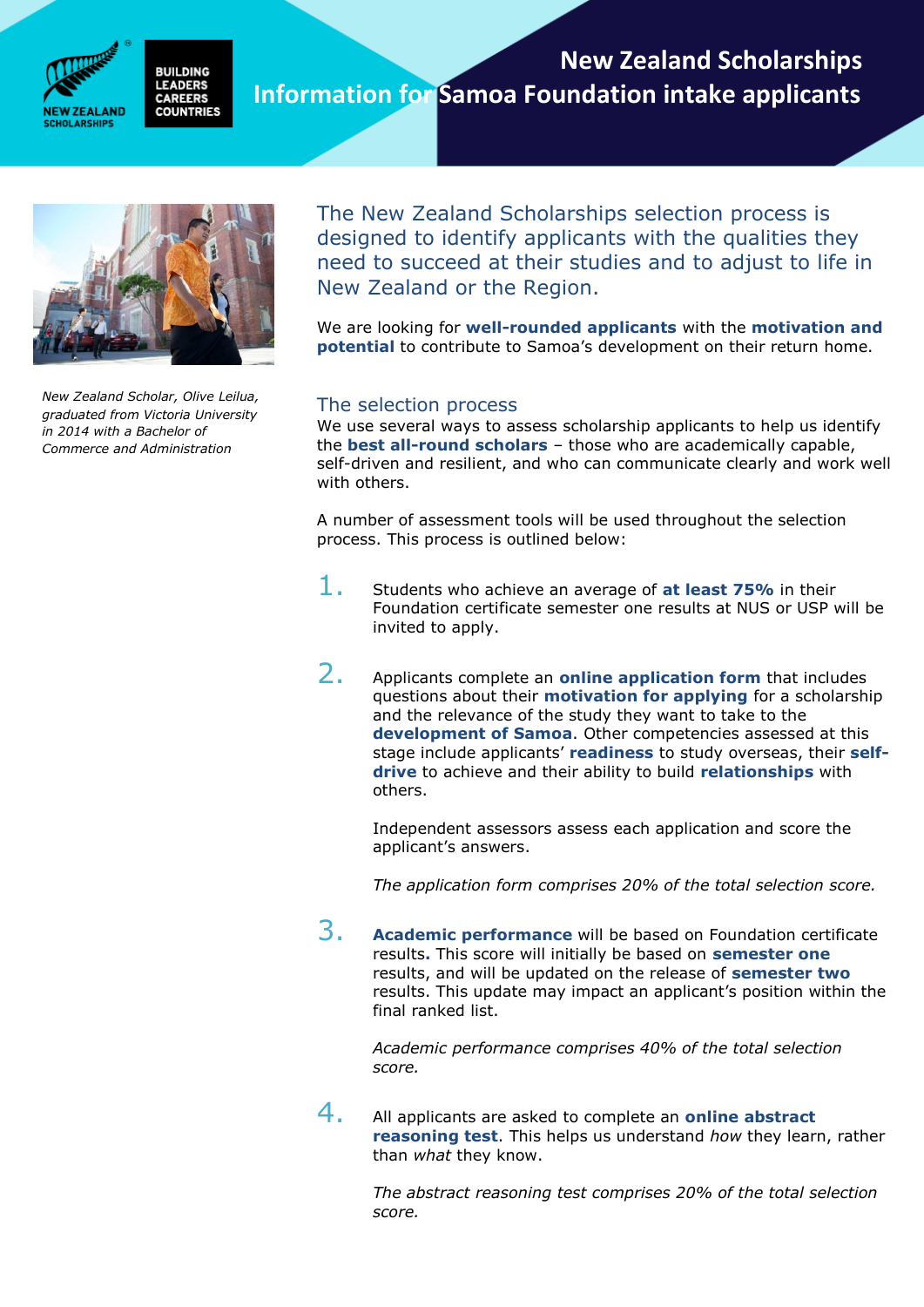# New Zealand Scholarships
## Information for Samoa Foundation intake applicants

*New Zealand Scholar, Olive Leilua, graduated from Victoria University in 2014 with a Bachelor of Commerce and Administration*

The New Zealand Scholarships selection process is designed to identify applicants with the qualities they need to succeed at their studies and to adjust to life in New Zealand or the Region.

We are looking for **well-rounded applicants** with the **motivation and potential** to contribute to Samoa's development on their return home.

### The selection process

We use several ways to assess scholarship applicants to help us identify the **best all-round scholars** – those who are academically capable, self-driven and resilient, and who can communicate clearly and work well with others.

A number of assessment tools will be used throughout the selection process. This process is outlined below:

1. Students who achieve an average of **at least 75%** in their Foundation certificate semester one results at NUS or USP will be invited to apply.

2. Applicants complete an **online application form** that includes questions about their **motivation for applying** for a scholarship and the relevance of the study they want to take to the **development of Samoa**. Other competencies assessed at this stage include applicants' **readiness** to study overseas, their **self-drive** to achieve and their ability to build **relationships** with others.

   Independent assessors assess each application and score the applicant's answers.

   *The application form comprises 20% of the total selection score.*

3. **Academic performance** will be based on Foundation certificate results**.** This score will initially be based on **semester one** results, and will be updated on the release of **semester two** results. This update may impact an applicant's position within the final ranked list.

   *Academic performance comprises 40% of the total selection score.*

4. All applicants are asked to complete an **online abstract reasoning test**. This helps us understand *how* they learn, rather than *what* they know.

   *The abstract reasoning test comprises 20% of the total selection score.*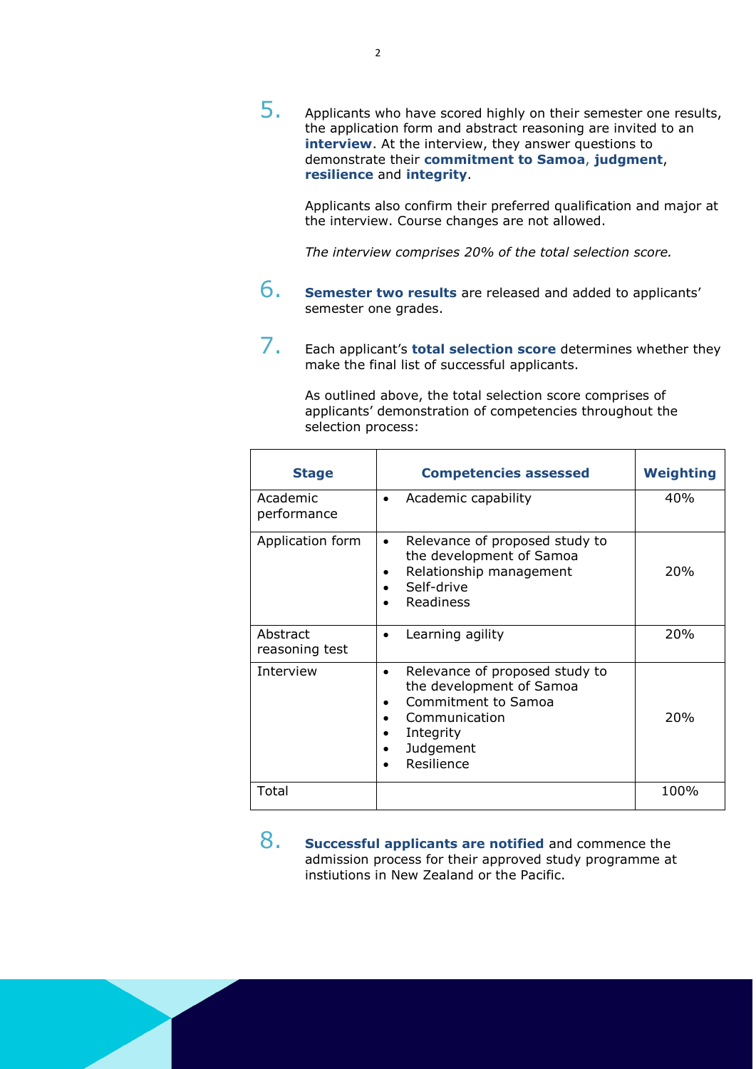5. Applicants who have scored highly on their semester one results, the application form and abstract reasoning are invited to an **interview**. At the interview, they answer questions to demonstrate their **commitment to Samoa**, **judgment**, **resilience** and **integrity**.

   Applicants also confirm their preferred qualification and major at the interview. Course changes are not allowed.

   *The interview comprises 20% of the total selection score.*

6. **Semester two results** are released and added to applicants' semester one grades.

7. Each applicant's **total selection score** determines whether they make the final list of successful applicants.

   As outlined above, the total selection score comprises of applicants' demonstration of competencies throughout the selection process:

| Stage | Competencies assessed | Weighting |
|---|---|---|
| Academic performance | • Academic capability | 40% |
| Application form | • Relevance of proposed study to the development of Samoa<br>• Relationship management<br>• Self-drive<br>• Readiness | 20% |
| Abstract reasoning test | • Learning agility | 20% |
| Interview | • Relevance of proposed study to the development of Samoa<br>• Commitment to Samoa<br>• Communication<br>• Integrity<br>• Judgement<br>• Resilience | 20% |
| Total | | 100% |

8. **Successful applicants are notified** and commence the admission process for their approved study programme at instiutions in New Zealand or the Pacific.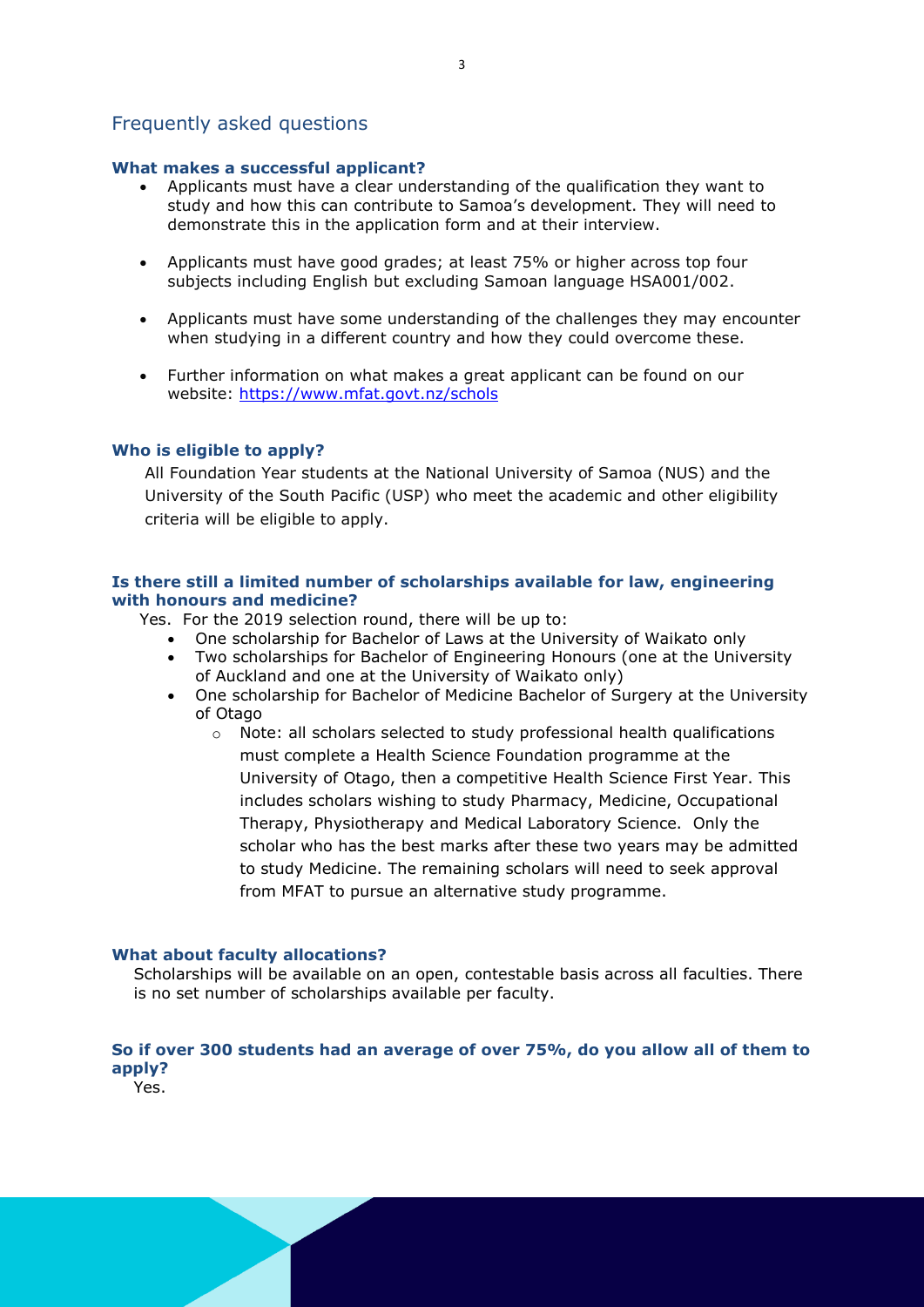## Frequently asked questions

### What makes a successful applicant?

- Applicants must have a clear understanding of the qualification they want to study and how this can contribute to Samoa's development. They will need to demonstrate this in the application form and at their interview.
- Applicants must have good grades; at least 75% or higher across top four subjects including English but excluding Samoan language HSA001/002.
- Applicants must have some understanding of the challenges they may encounter when studying in a different country and how they could overcome these.
- Further information on what makes a great applicant can be found on our website: https://www.mfat.govt.nz/schols

### Who is eligible to apply?

All Foundation Year students at the National University of Samoa (NUS) and the University of the South Pacific (USP) who meet the academic and other eligibility criteria will be eligible to apply.

### Is there still a limited number of scholarships available for law, engineering with honours and medicine?

Yes. For the 2019 selection round, there will be up to:

- One scholarship for Bachelor of Laws at the University of Waikato only
- Two scholarships for Bachelor of Engineering Honours (one at the University of Auckland and one at the University of Waikato only)
- One scholarship for Bachelor of Medicine Bachelor of Surgery at the University of Otago
  - Note: all scholars selected to study professional health qualifications must complete a Health Science Foundation programme at the University of Otago, then a competitive Health Science First Year. This includes scholars wishing to study Pharmacy, Medicine, Occupational Therapy, Physiotherapy and Medical Laboratory Science. Only the scholar who has the best marks after these two years may be admitted to study Medicine. The remaining scholars will need to seek approval from MFAT to pursue an alternative study programme.

### What about faculty allocations?

Scholarships will be available on an open, contestable basis across all faculties. There is no set number of scholarships available per faculty.

### So if over 300 students had an average of over 75%, do you allow all of them to apply?

Yes.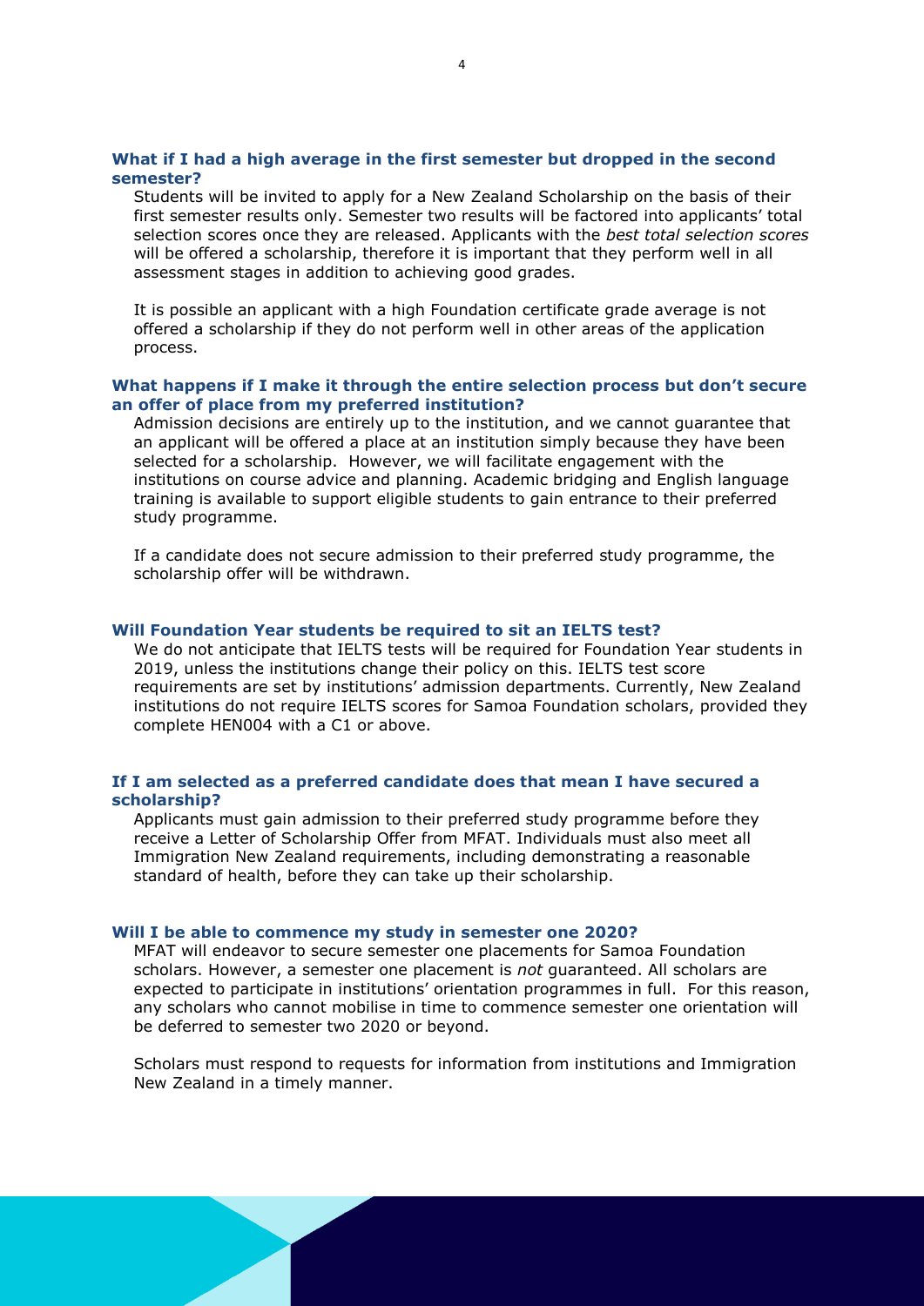### What if I had a high average in the first semester but dropped in the second semester?

Students will be invited to apply for a New Zealand Scholarship on the basis of their first semester results only. Semester two results will be factored into applicants' total selection scores once they are released. Applicants with the *best total selection scores* will be offered a scholarship, therefore it is important that they perform well in all assessment stages in addition to achieving good grades.

It is possible an applicant with a high Foundation certificate grade average is not offered a scholarship if they do not perform well in other areas of the application process.

### What happens if I make it through the entire selection process but don't secure an offer of place from my preferred institution?

Admission decisions are entirely up to the institution, and we cannot guarantee that an applicant will be offered a place at an institution simply because they have been selected for a scholarship. However, we will facilitate engagement with the institutions on course advice and planning. Academic bridging and English language training is available to support eligible students to gain entrance to their preferred study programme.

If a candidate does not secure admission to their preferred study programme, the scholarship offer will be withdrawn.

### Will Foundation Year students be required to sit an IELTS test?

We do not anticipate that IELTS tests will be required for Foundation Year students in 2019, unless the institutions change their policy on this. IELTS test score requirements are set by institutions' admission departments. Currently, New Zealand institutions do not require IELTS scores for Samoa Foundation scholars, provided they complete HEN004 with a C1 or above.

### If I am selected as a preferred candidate does that mean I have secured a scholarship?

Applicants must gain admission to their preferred study programme before they receive a Letter of Scholarship Offer from MFAT. Individuals must also meet all Immigration New Zealand requirements, including demonstrating a reasonable standard of health, before they can take up their scholarship.

### Will I be able to commence my study in semester one 2020?

MFAT will endeavor to secure semester one placements for Samoa Foundation scholars. However, a semester one placement is *not* guaranteed. All scholars are expected to participate in institutions' orientation programmes in full. For this reason, any scholars who cannot mobilise in time to commence semester one orientation will be deferred to semester two 2020 or beyond.

Scholars must respond to requests for information from institutions and Immigration New Zealand in a timely manner.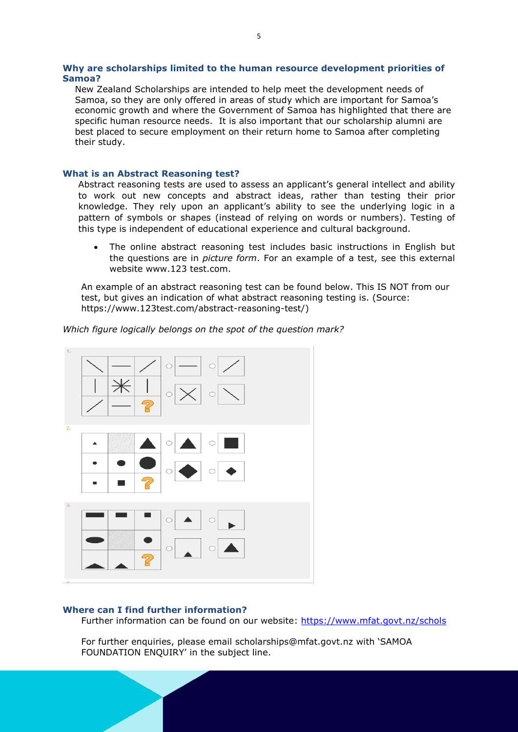## Why are scholarships limited to the human resource development priorities of Samoa?

New Zealand Scholarships are intended to help meet the development needs of Samoa, so they are only offered in areas of study which are important for Samoa's economic growth and where the Government of Samoa has highlighted that there are specific human resource needs. It is also important that our scholarship alumni are best placed to secure employment on their return home to Samoa after completing their study.

## What is an Abstract Reasoning test?

Abstract reasoning tests are used to assess an applicant's general intellect and ability to work out new concepts and abstract ideas, rather than testing their prior knowledge. They rely upon an applicant's ability to see the underlying logic in a pattern of symbols or shapes (instead of relying on words or numbers). Testing of this type is independent of educational experience and cultural background.

- The online abstract reasoning test includes basic instructions in English but the questions are in *picture form*. For an example of a test, see this external website www.123 test.com.

An example of an abstract reasoning test can be found below. This IS NOT from our test, but gives an indication of what abstract reasoning testing is. (Source: https://www.123test.com/abstract-reasoning-test/)

*Which figure logically belongs on the spot of the question mark?*

1.

2.

3.

## Where can I find further information?

Further information can be found on our website: [https://www.mfat.govt.nz/schols](https://www.mfat.govt.nz/schols)

For further enquiries, please email scholarships@mfat.govt.nz with 'SAMOA FOUNDATION ENQUIRY' in the subject line.